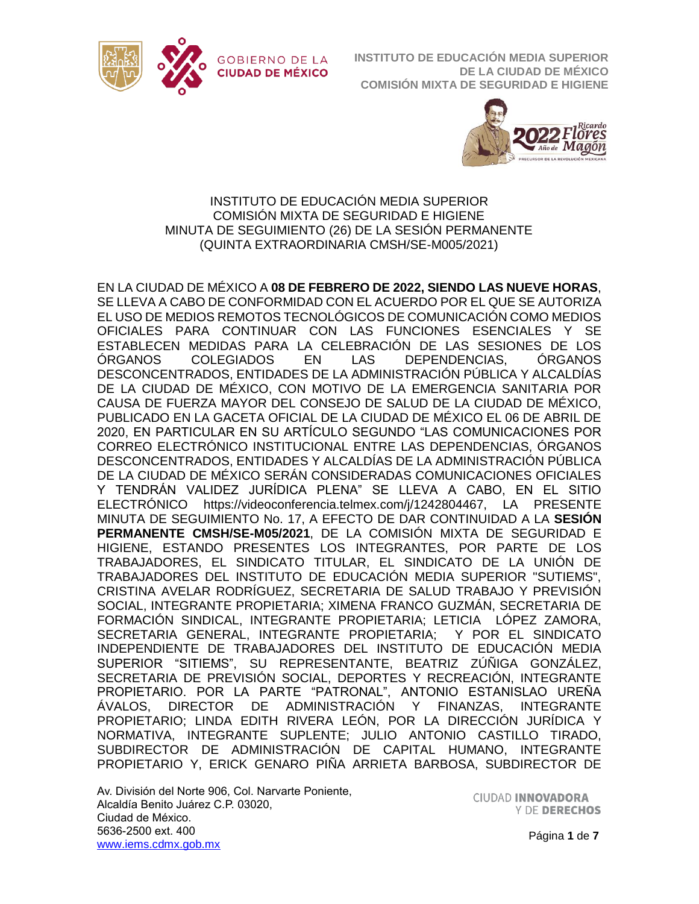INSTITUTO DE EDUCACIÓN MEDIA SUPERIOR
COMISIÓN MIXTA DE SEGURIDAD E HIGIENE
MINUTA DE SEGUIMIENTO (26) DE LA SESIÓN PERMANENTE
(QUINTA EXTRAORDINARIA CMSH/SE-M005/2021)

EN LA CIUDAD DE MÉXICO A **08 DE FEBRERO DE 2022, SIENDO LAS NUEVE HORAS**, SE LLEVA A CABO DE CONFORMIDAD CON EL ACUERDO POR EL QUE SE AUTORIZA EL USO DE MEDIOS REMOTOS TECNOLÓGICOS DE COMUNICACIÓN COMO MEDIOS OFICIALES PARA CONTINUAR CON LAS FUNCIONES ESENCIALES Y SE ESTABLECEN MEDIDAS PARA LA CELEBRACIÓN DE LAS SESIONES DE LOS ÓRGANOS COLEGIADOS EN LAS DEPENDENCIAS, ÓRGANOS DESCONCENTRADOS, ENTIDADES DE LA ADMINISTRACIÓN PÚBLICA Y ALCALDÍAS DE LA CIUDAD DE MÉXICO, CON MOTIVO DE LA EMERGENCIA SANITARIA POR CAUSA DE FUERZA MAYOR DEL CONSEJO DE SALUD DE LA CIUDAD DE MÉXICO, PUBLICADO EN LA GACETA OFICIAL DE LA CIUDAD DE MÉXICO EL 06 DE ABRIL DE 2020, EN PARTICULAR EN SU ARTÍCULO SEGUNDO "LAS COMUNICACIONES POR CORREO ELECTRÓNICO INSTITUCIONAL ENTRE LAS DEPENDENCIAS, ÓRGANOS DESCONCENTRADOS, ENTIDADES Y ALCALDÍAS DE LA ADMINISTRACIÓN PÚBLICA DE LA CIUDAD DE MÉXICO SERÁN CONSIDERADAS COMUNICACIONES OFICIALES Y TENDRÁN VALIDEZ JURÍDICA PLENA" SE LLEVA A CABO, EN EL SITIO ELECTRÓNICO https://videoconferencia.telmex.com/j/1242804467, LA PRESENTE MINUTA DE SEGUIMIENTO No. 17, A EFECTO DE DAR CONTINUIDAD A LA **SESIÓN PERMANENTE CMSH/SE-M05/2021**, DE LA COMISIÓN MIXTA DE SEGURIDAD E HIGIENE, ESTANDO PRESENTES LOS INTEGRANTES, POR PARTE DE LOS TRABAJADORES, EL SINDICATO TITULAR, EL SINDICATO DE LA UNIÓN DE TRABAJADORES DEL INSTITUTO DE EDUCACIÓN MEDIA SUPERIOR "SUTIEMS", CRISTINA AVELAR RODRÍGUEZ, SECRETARIA DE SALUD TRABAJO Y PREVISIÓN SOCIAL, INTEGRANTE PROPIETARIA; XIMENA FRANCO GUZMÁN, SECRETARIA DE FORMACIÓN SINDICAL, INTEGRANTE PROPIETARIA; LETICIA LÓPEZ ZAMORA, SECRETARIA GENERAL, INTEGRANTE PROPIETARIA; Y POR EL SINDICATO INDEPENDIENTE DE TRABAJADORES DEL INSTITUTO DE EDUCACIÓN MEDIA SUPERIOR "SITIEMS", SU REPRESENTANTE, BEATRIZ ZÚÑIGA GONZÁLEZ, SECRETARIA DE PREVISIÓN SOCIAL, DEPORTES Y RECREACIÓN, INTEGRANTE PROPIETARIO. POR LA PARTE "PATRONAL", ANTONIO ESTANISLAO UREÑA ÁVALOS, DIRECTOR DE ADMINISTRACIÓN Y FINANZAS, INTEGRANTE PROPIETARIO; LINDA EDITH RIVERA LEÓN, POR LA DIRECCIÓN JURÍDICA Y NORMATIVA, INTEGRANTE SUPLENTE; JULIO ANTONIO CASTILLO TIRADO, SUBDIRECTOR DE ADMINISTRACIÓN DE CAPITAL HUMANO, INTEGRANTE PROPIETARIO Y, ERICK GENARO PIÑA ARRIETA BARBOSA, SUBDIRECTOR DE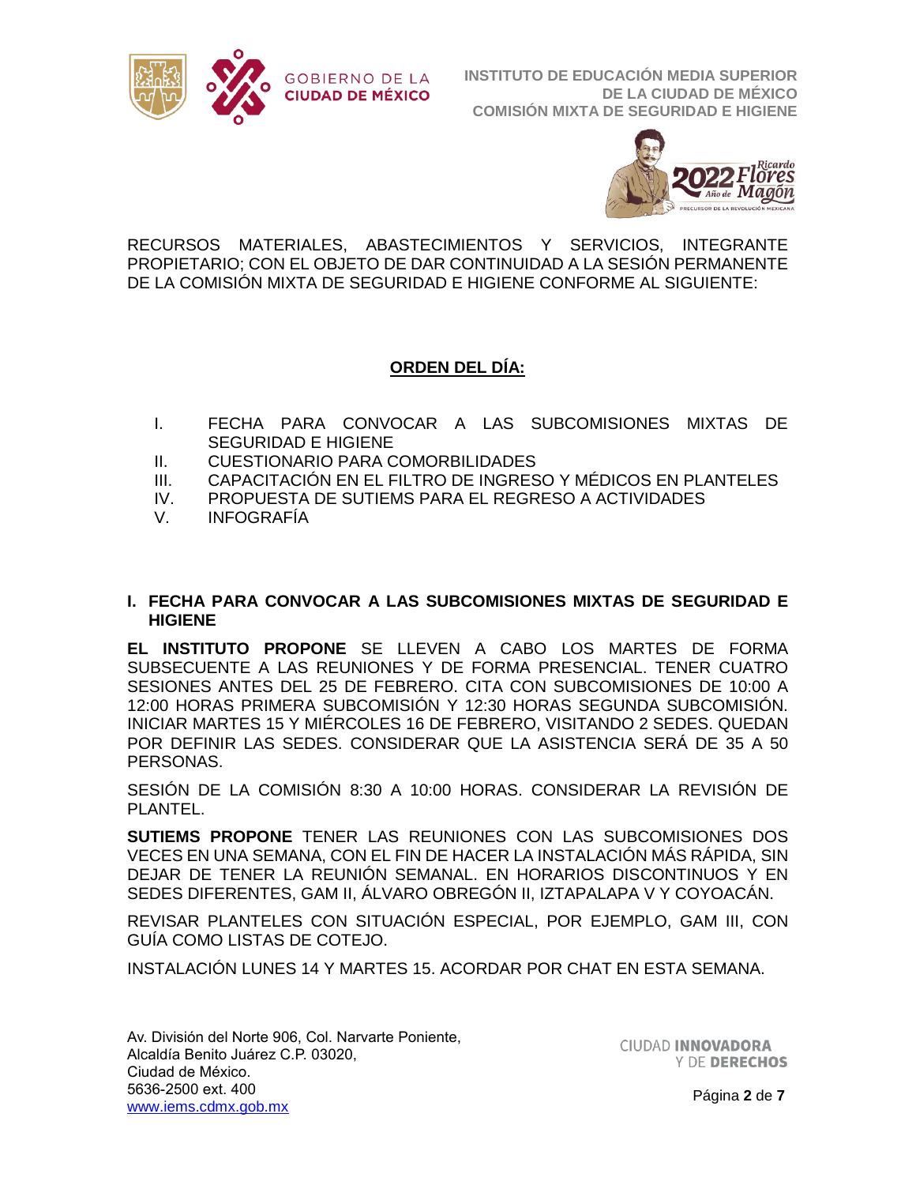RECURSOS MATERIALES, ABASTECIMIENTOS Y SERVICIOS, INTEGRANTE PROPIETARIO; CON EL OBJETO DE DAR CONTINUIDAD A LA SESIÓN PERMANENTE DE LA COMISIÓN MIXTA DE SEGURIDAD E HIGIENE CONFORME AL SIGUIENTE:

## ORDEN DEL DÍA:

I. FECHA PARA CONVOCAR A LAS SUBCOMISIONES MIXTAS DE SEGURIDAD E HIGIENE
II. CUESTIONARIO PARA COMORBILIDADES
III. CAPACITACIÓN EN EL FILTRO DE INGRESO Y MÉDICOS EN PLANTELES
IV. PROPUESTA DE SUTIEMS PARA EL REGRESO A ACTIVIDADES
V. INFOGRAFÍA

### I. FECHA PARA CONVOCAR A LAS SUBCOMISIONES MIXTAS DE SEGURIDAD E HIGIENE

**EL INSTITUTO PROPONE** SE LLEVEN A CABO LOS MARTES DE FORMA SUBSECUENTE A LAS REUNIONES Y DE FORMA PRESENCIAL. TENER CUATRO SESIONES ANTES DEL 25 DE FEBRERO. CITA CON SUBCOMISIONES DE 10:00 A 12:00 HORAS PRIMERA SUBCOMISIÓN Y 12:30 HORAS SEGUNDA SUBCOMISIÓN. INICIAR MARTES 15 Y MIÉRCOLES 16 DE FEBRERO, VISITANDO 2 SEDES. QUEDAN POR DEFINIR LAS SEDES. CONSIDERAR QUE LA ASISTENCIA SERÁ DE 35 A 50 PERSONAS.

SESIÓN DE LA COMISIÓN 8:30 A 10:00 HORAS. CONSIDERAR LA REVISIÓN DE PLANTEL.

**SUTIEMS PROPONE** TENER LAS REUNIONES CON LAS SUBCOMISIONES DOS VECES EN UNA SEMANA, CON EL FIN DE HACER LA INSTALACIÓN MÁS RÁPIDA, SIN DEJAR DE TENER LA REUNIÓN SEMANAL. EN HORARIOS DISCONTINUOS Y EN SEDES DIFERENTES, GAM II, ÁLVARO OBREGÓN II, IZTAPALAPA V Y COYOACÁN.

REVISAR PLANTELES CON SITUACIÓN ESPECIAL, POR EJEMPLO, GAM III, CON GUÍA COMO LISTAS DE COTEJO.

INSTALACIÓN LUNES 14 Y MARTES 15. ACORDAR POR CHAT EN ESTA SEMANA.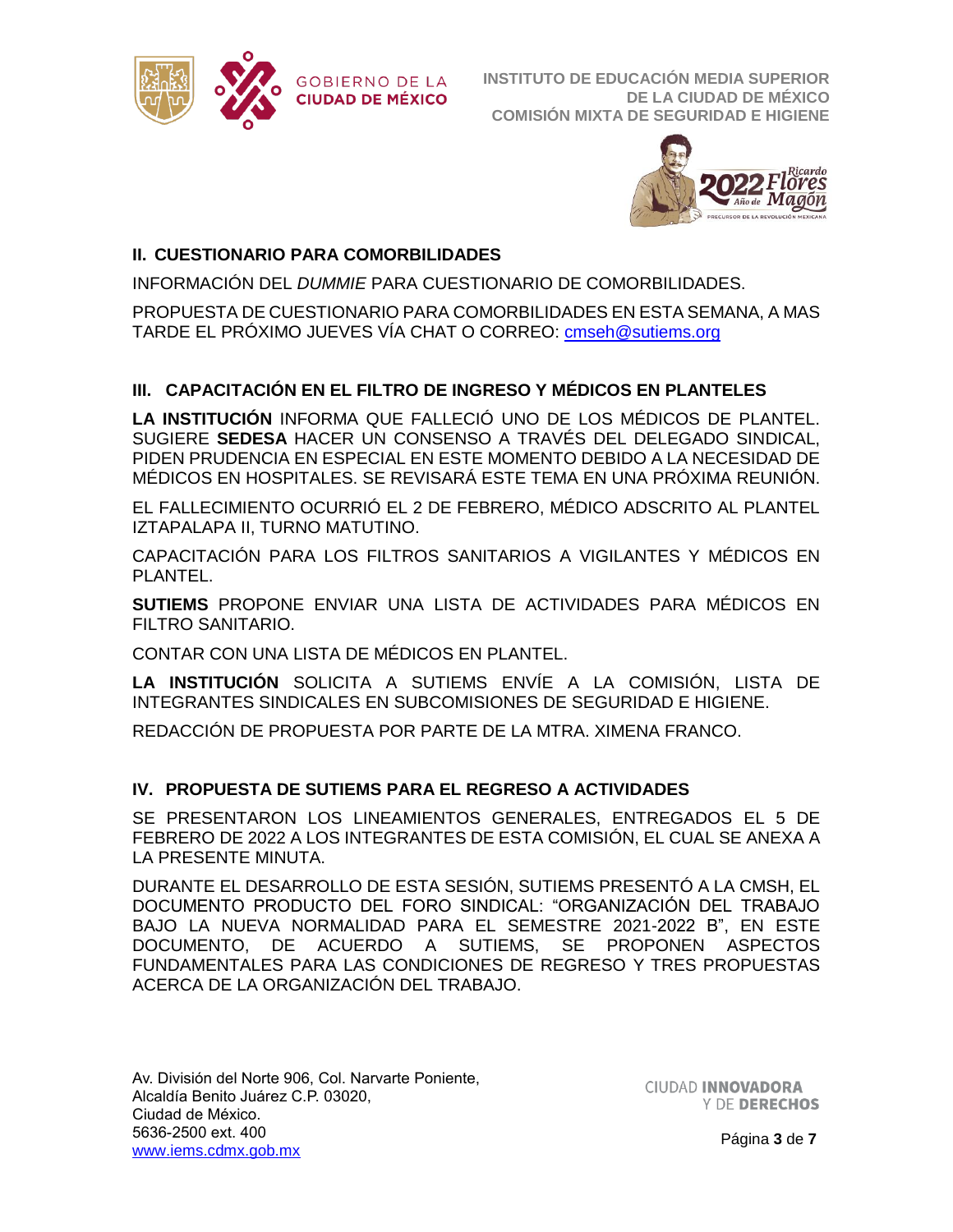## II. CUESTIONARIO PARA COMORBILIDADES

INFORMACIÓN DEL *DUMMIE* PARA CUESTIONARIO DE COMORBILIDADES.

PROPUESTA DE CUESTIONARIO PARA COMORBILIDADES EN ESTA SEMANA, A MAS TARDE EL PRÓXIMO JUEVES VÍA CHAT O CORREO: cmseh@sutiems.org

## III. CAPACITACIÓN EN EL FILTRO DE INGRESO Y MÉDICOS EN PLANTELES

**LA INSTITUCIÓN** INFORMA QUE FALLECIÓ UNO DE LOS MÉDICOS DE PLANTEL. SUGIERE **SEDESA** HACER UN CONSENSO A TRAVÉS DEL DELEGADO SINDICAL, PIDEN PRUDENCIA EN ESPECIAL EN ESTE MOMENTO DEBIDO A LA NECESIDAD DE MÉDICOS EN HOSPITALES. SE REVISARÁ ESTE TEMA EN UNA PRÓXIMA REUNIÓN.

EL FALLECIMIENTO OCURRIÓ EL 2 DE FEBRERO, MÉDICO ADSCRITO AL PLANTEL IZTAPALAPA II, TURNO MATUTINO.

CAPACITACIÓN PARA LOS FILTROS SANITARIOS A VIGILANTES Y MÉDICOS EN PLANTEL.

**SUTIEMS** PROPONE ENVIAR UNA LISTA DE ACTIVIDADES PARA MÉDICOS EN FILTRO SANITARIO.

CONTAR CON UNA LISTA DE MÉDICOS EN PLANTEL.

**LA INSTITUCIÓN** SOLICITA A SUTIEMS ENVÍE A LA COMISIÓN, LISTA DE INTEGRANTES SINDICALES EN SUBCOMISIONES DE SEGURIDAD E HIGIENE.

REDACCIÓN DE PROPUESTA POR PARTE DE LA MTRA. XIMENA FRANCO.

## IV. PROPUESTA DE SUTIEMS PARA EL REGRESO A ACTIVIDADES

SE PRESENTARON LOS LINEAMIENTOS GENERALES, ENTREGADOS EL 5 DE FEBRERO DE 2022 A LOS INTEGRANTES DE ESTA COMISIÓN, EL CUAL SE ANEXA A LA PRESENTE MINUTA.

DURANTE EL DESARROLLO DE ESTA SESIÓN, SUTIEMS PRESENTÓ A LA CMSH, EL DOCUMENTO PRODUCTO DEL FORO SINDICAL: "ORGANIZACIÓN DEL TRABAJO BAJO LA NUEVA NORMALIDAD PARA EL SEMESTRE 2021-2022 B", EN ESTE DOCUMENTO, DE ACUERDO A SUTIEMS, SE PROPONEN ASPECTOS FUNDAMENTALES PARA LAS CONDICIONES DE REGRESO Y TRES PROPUESTAS ACERCA DE LA ORGANIZACIÓN DEL TRABAJO.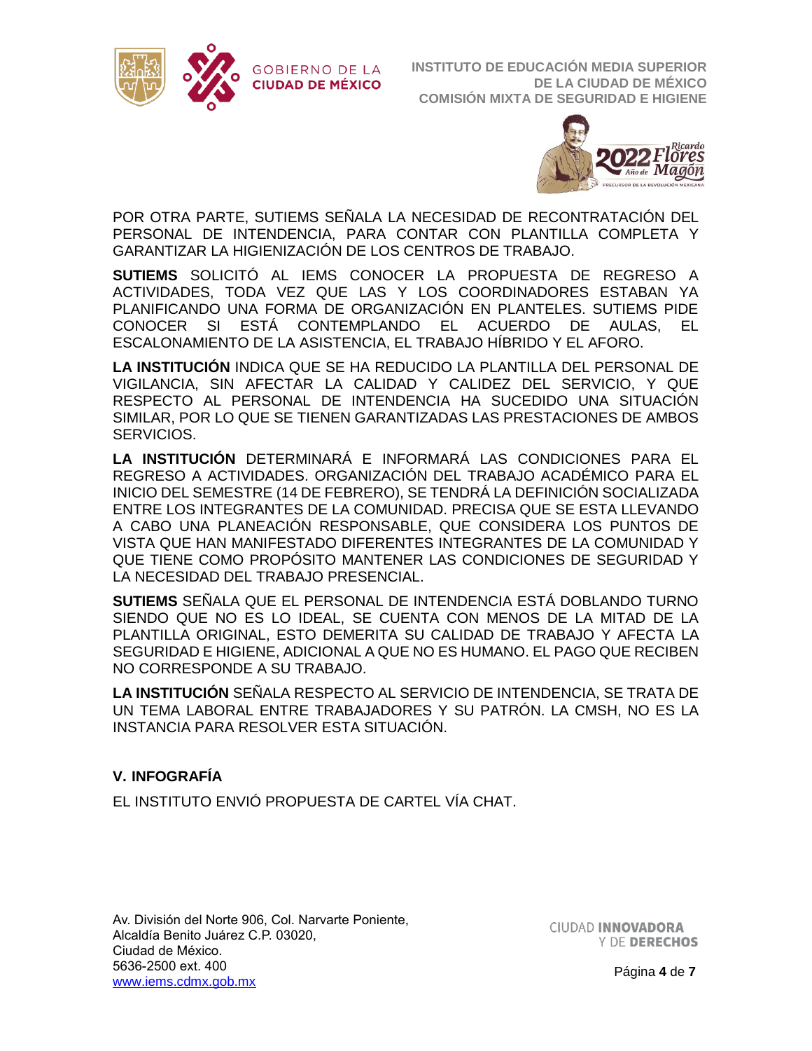POR OTRA PARTE, SUTIEMS SEÑALA LA NECESIDAD DE RECONTRATACIÓN DEL PERSONAL DE INTENDENCIA, PARA CONTAR CON PLANTILLA COMPLETA Y GARANTIZAR LA HIGIENIZACIÓN DE LOS CENTROS DE TRABAJO.

**SUTIEMS** SOLICITÓ AL IEMS CONOCER LA PROPUESTA DE REGRESO A ACTIVIDADES, TODA VEZ QUE LAS Y LOS COORDINADORES ESTABAN YA PLANIFICANDO UNA FORMA DE ORGANIZACIÓN EN PLANTELES. SUTIEMS PIDE CONOCER SI ESTÁ CONTEMPLANDO EL ACUERDO DE AULAS, EL ESCALONAMIENTO DE LA ASISTENCIA, EL TRABAJO HÍBRIDO Y EL AFORO.

**LA INSTITUCIÓN** INDICA QUE SE HA REDUCIDO LA PLANTILLA DEL PERSONAL DE VIGILANCIA, SIN AFECTAR LA CALIDAD Y CALIDEZ DEL SERVICIO, Y QUE RESPECTO AL PERSONAL DE INTENDENCIA HA SUCEDIDO UNA SITUACIÓN SIMILAR, POR LO QUE SE TIENEN GARANTIZADAS LAS PRESTACIONES DE AMBOS SERVICIOS.

**LA INSTITUCIÓN** DETERMINARÁ E INFORMARÁ LAS CONDICIONES PARA EL REGRESO A ACTIVIDADES. ORGANIZACIÓN DEL TRABAJO ACADÉMICO PARA EL INICIO DEL SEMESTRE (14 DE FEBRERO), SE TENDRÁ LA DEFINICIÓN SOCIALIZADA ENTRE LOS INTEGRANTES DE LA COMUNIDAD. PRECISA QUE SE ESTA LLEVANDO A CABO UNA PLANEACIÓN RESPONSABLE, QUE CONSIDERA LOS PUNTOS DE VISTA QUE HAN MANIFESTADO DIFERENTES INTEGRANTES DE LA COMUNIDAD Y QUE TIENE COMO PROPÓSITO MANTENER LAS CONDICIONES DE SEGURIDAD Y LA NECESIDAD DEL TRABAJO PRESENCIAL.

**SUTIEMS** SEÑALA QUE EL PERSONAL DE INTENDENCIA ESTÁ DOBLANDO TURNO SIENDO QUE NO ES LO IDEAL, SE CUENTA CON MENOS DE LA MITAD DE LA PLANTILLA ORIGINAL, ESTO DEMERITA SU CALIDAD DE TRABAJO Y AFECTA LA SEGURIDAD E HIGIENE, ADICIONAL A QUE NO ES HUMANO. EL PAGO QUE RECIBEN NO CORRESPONDE A SU TRABAJO.

**LA INSTITUCIÓN** SEÑALA RESPECTO AL SERVICIO DE INTENDENCIA, SE TRATA DE UN TEMA LABORAL ENTRE TRABAJADORES Y SU PATRÓN. LA CMSH, NO ES LA INSTANCIA PARA RESOLVER ESTA SITUACIÓN.

## V. INFOGRAFÍA

EL INSTITUTO ENVIÓ PROPUESTA DE CARTEL VÍA CHAT.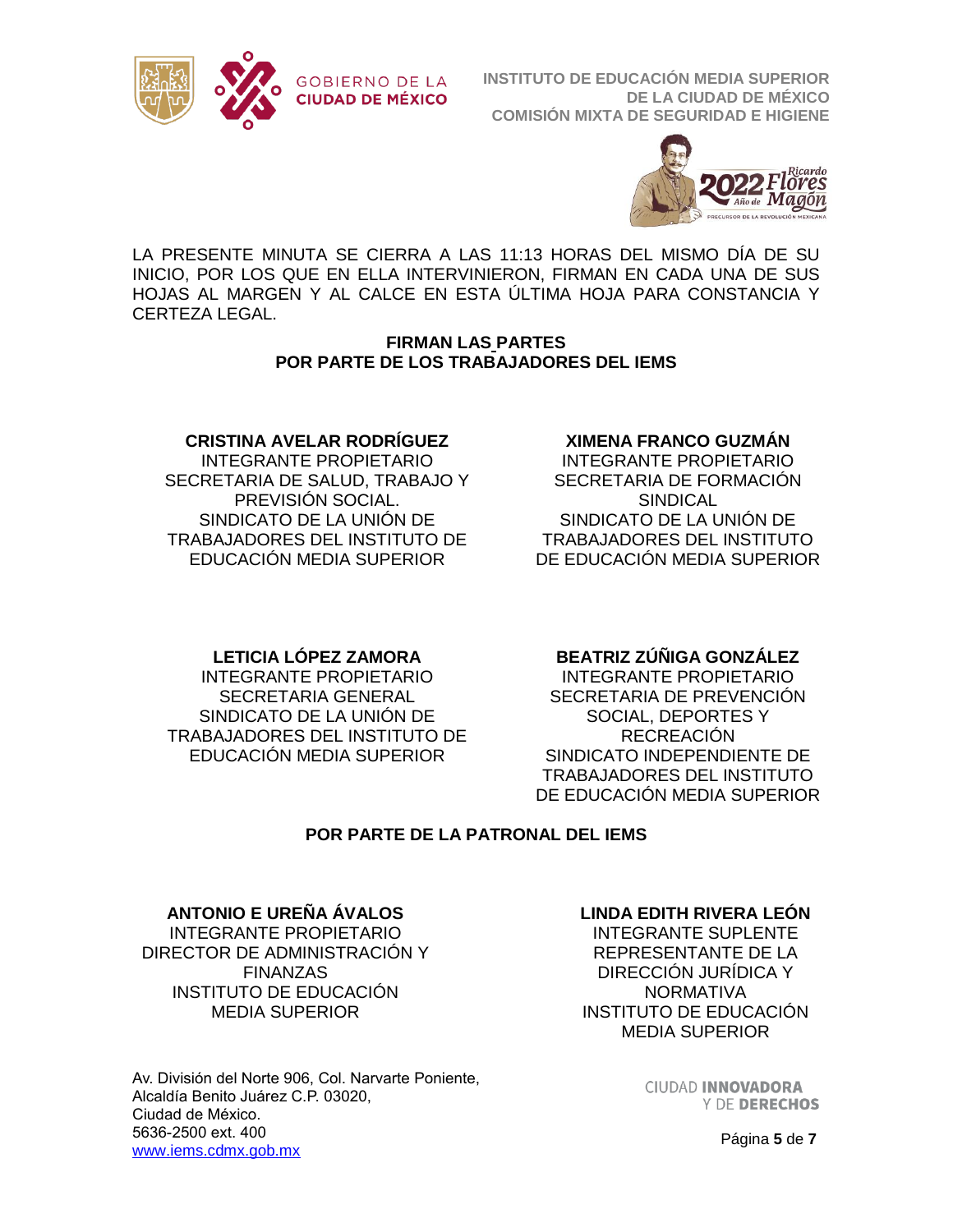LA PRESENTE MINUTA SE CIERRA A LAS 11:13 HORAS DEL MISMO DÍA DE SU INICIO, POR LOS QUE EN ELLA INTERVINIERON, FIRMAN EN CADA UNA DE SUS HOJAS AL MARGEN Y AL CALCE EN ESTA ÚLTIMA HOJA PARA CONSTANCIA Y CERTEZA LEGAL.

**FIRMAN LAS PARTES**
**POR PARTE DE LOS TRABAJADORES DEL IEMS**

**CRISTINA AVELAR RODRÍGUEZ**
INTEGRANTE PROPIETARIO
SECRETARIA DE SALUD, TRABAJO Y PREVISIÓN SOCIAL.
SINDICATO DE LA UNIÓN DE TRABAJADORES DEL INSTITUTO DE EDUCACIÓN MEDIA SUPERIOR

**XIMENA FRANCO GUZMÁN**
INTEGRANTE PROPIETARIO
SECRETARIA DE FORMACIÓN SINDICAL
SINDICATO DE LA UNIÓN DE TRABAJADORES DEL INSTITUTO DE EDUCACIÓN MEDIA SUPERIOR

**LETICIA LÓPEZ ZAMORA**
INTEGRANTE PROPIETARIO
SECRETARIA GENERAL
SINDICATO DE LA UNIÓN DE TRABAJADORES DEL INSTITUTO DE EDUCACIÓN MEDIA SUPERIOR

**BEATRIZ ZÚÑIGA GONZÁLEZ**
INTEGRANTE PROPIETARIO
SECRETARIA DE PREVENCIÓN SOCIAL, DEPORTES Y RECREACIÓN
SINDICATO INDEPENDIENTE DE TRABAJADORES DEL INSTITUTO DE EDUCACIÓN MEDIA SUPERIOR

**POR PARTE DE LA PATRONAL DEL IEMS**

**ANTONIO E UREÑA ÁVALOS**
INTEGRANTE PROPIETARIO
DIRECTOR DE ADMINISTRACIÓN Y FINANZAS
INSTITUTO DE EDUCACIÓN MEDIA SUPERIOR

**LINDA EDITH RIVERA LEÓN**
INTEGRANTE SUPLENTE
REPRESENTANTE DE LA DIRECCIÓN JURÍDICA Y NORMATIVA
INSTITUTO DE EDUCACIÓN MEDIA SUPERIOR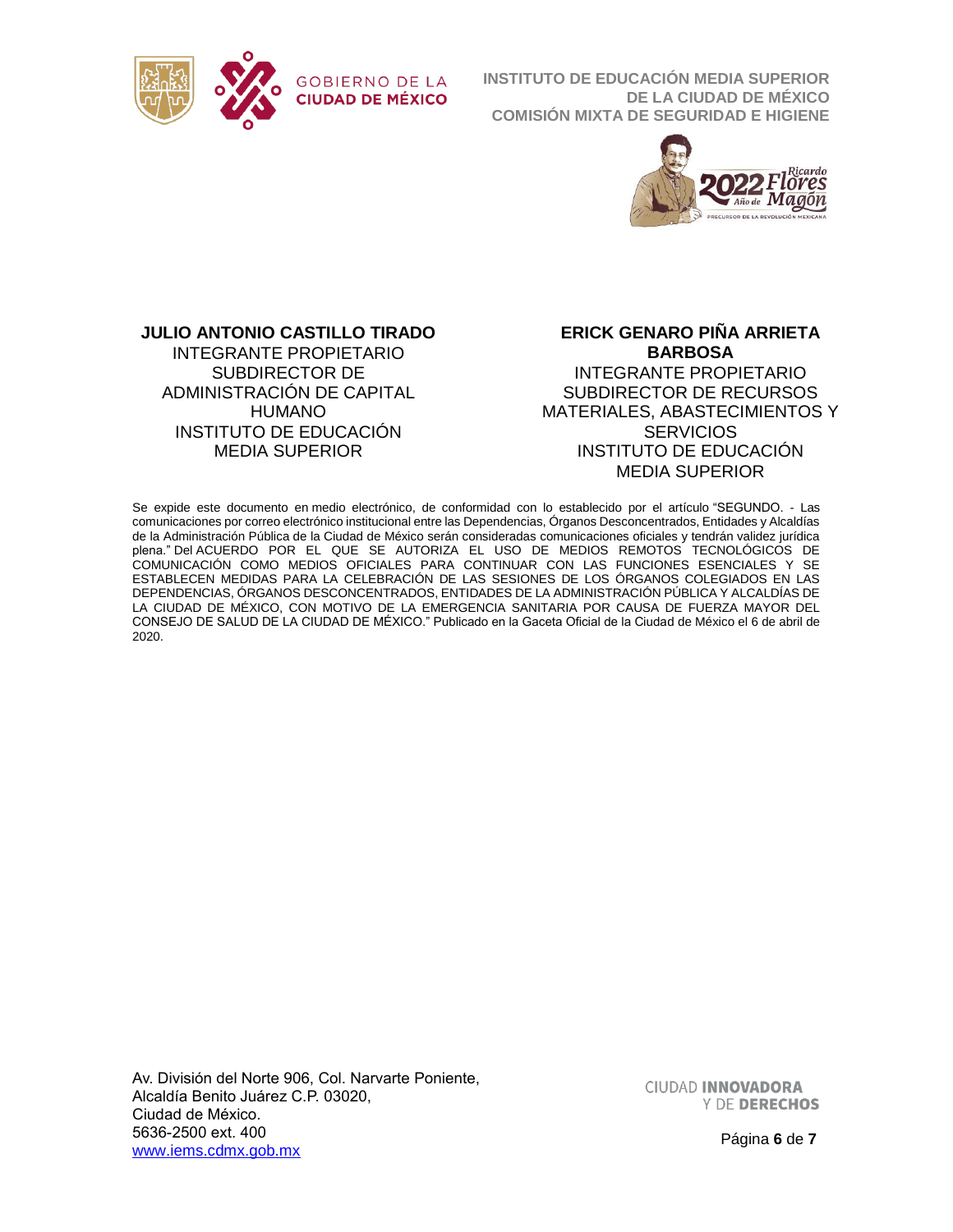**JULIO ANTONIO CASTILLO TIRADO**
INTEGRANTE PROPIETARIO
SUBDIRECTOR DE ADMINISTRACIÓN DE CAPITAL HUMANO
INSTITUTO DE EDUCACIÓN MEDIA SUPERIOR

**ERICK GENARO PIÑA ARRIETA BARBOSA**
INTEGRANTE PROPIETARIO
SUBDIRECTOR DE RECURSOS MATERIALES, ABASTECIMIENTOS Y SERVICIOS
INSTITUTO DE EDUCACIÓN MEDIA SUPERIOR

Se expide este documento en medio electrónico, de conformidad con lo establecido por el artículo "SEGUNDO. - Las comunicaciones por correo electrónico institucional entre las Dependencias, Órganos Desconcentrados, Entidades y Alcaldías de la Administración Pública de la Ciudad de México serán consideradas comunicaciones oficiales y tendrán validez jurídica plena." Del ACUERDO POR EL QUE SE AUTORIZA EL USO DE MEDIOS REMOTOS TECNOLÓGICOS DE COMUNICACIÓN COMO MEDIOS OFICIALES PARA CONTINUAR CON LAS FUNCIONES ESENCIALES Y SE ESTABLECEN MEDIDAS PARA LA CELEBRACIÓN DE LAS SESIONES DE LOS ÓRGANOS COLEGIADOS EN LAS DEPENDENCIAS, ÓRGANOS DESCONCENTRADOS, ENTIDADES DE LA ADMINISTRACIÓN PÚBLICA Y ALCALDÍAS DE LA CIUDAD DE MÉXICO, CON MOTIVO DE LA EMERGENCIA SANITARIA POR CAUSA DE FUERZA MAYOR DEL CONSEJO DE SALUD DE LA CIUDAD DE MÉXICO." Publicado en la Gaceta Oficial de la Ciudad de México el 6 de abril de 2020.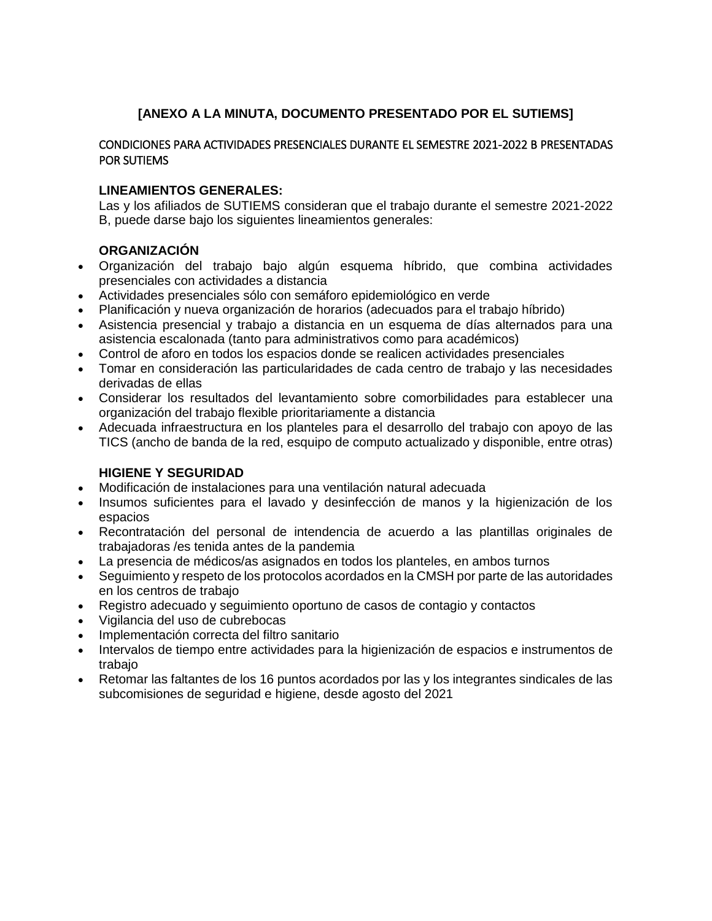**[ANEXO A LA MINUTA, DOCUMENTO PRESENTADO POR EL SUTIEMS]**

CONDICIONES PARA ACTIVIDADES PRESENCIALES DURANTE EL SEMESTRE 2021-2022 B PRESENTADAS POR SUTIEMS

**LINEAMIENTOS GENERALES:**

Las y los afiliados de SUTIEMS consideran que el trabajo durante el semestre 2021-2022 B, puede darse bajo los siguientes lineamientos generales:

**ORGANIZACIÓN**

- Organización del trabajo bajo algún esquema híbrido, que combina actividades presenciales con actividades a distancia
- Actividades presenciales sólo con semáforo epidemiológico en verde
- Planificación y nueva organización de horarios (adecuados para el trabajo híbrido)
- Asistencia presencial y trabajo a distancia en un esquema de días alternados para una asistencia escalonada (tanto para administrativos como para académicos)
- Control de aforo en todos los espacios donde se realicen actividades presenciales
- Tomar en consideración las particularidades de cada centro de trabajo y las necesidades derivadas de ellas
- Considerar los resultados del levantamiento sobre comorbilidades para establecer una organización del trabajo flexible prioritariamente a distancia
- Adecuada infraestructura en los planteles para el desarrollo del trabajo con apoyo de las TICS (ancho de banda de la red, esquipo de computo actualizado y disponible, entre otras)

**HIGIENE Y SEGURIDAD**

- Modificación de instalaciones para una ventilación natural adecuada
- Insumos suficientes para el lavado y desinfección de manos y la higienización de los espacios
- Recontratación del personal de intendencia de acuerdo a las plantillas originales de trabajadoras /es tenida antes de la pandemia
- La presencia de médicos/as asignados en todos los planteles, en ambos turnos
- Seguimiento y respeto de los protocolos acordados en la CMSH por parte de las autoridades en los centros de trabajo
- Registro adecuado y seguimiento oportuno de casos de contagio y contactos
- Vigilancia del uso de cubrebocas
- Implementación correcta del filtro sanitario
- Intervalos de tiempo entre actividades para la higienización de espacios e instrumentos de trabajo
- Retomar las faltantes de los 16 puntos acordados por las y los integrantes sindicales de las subcomisiones de seguridad e higiene, desde agosto del 2021